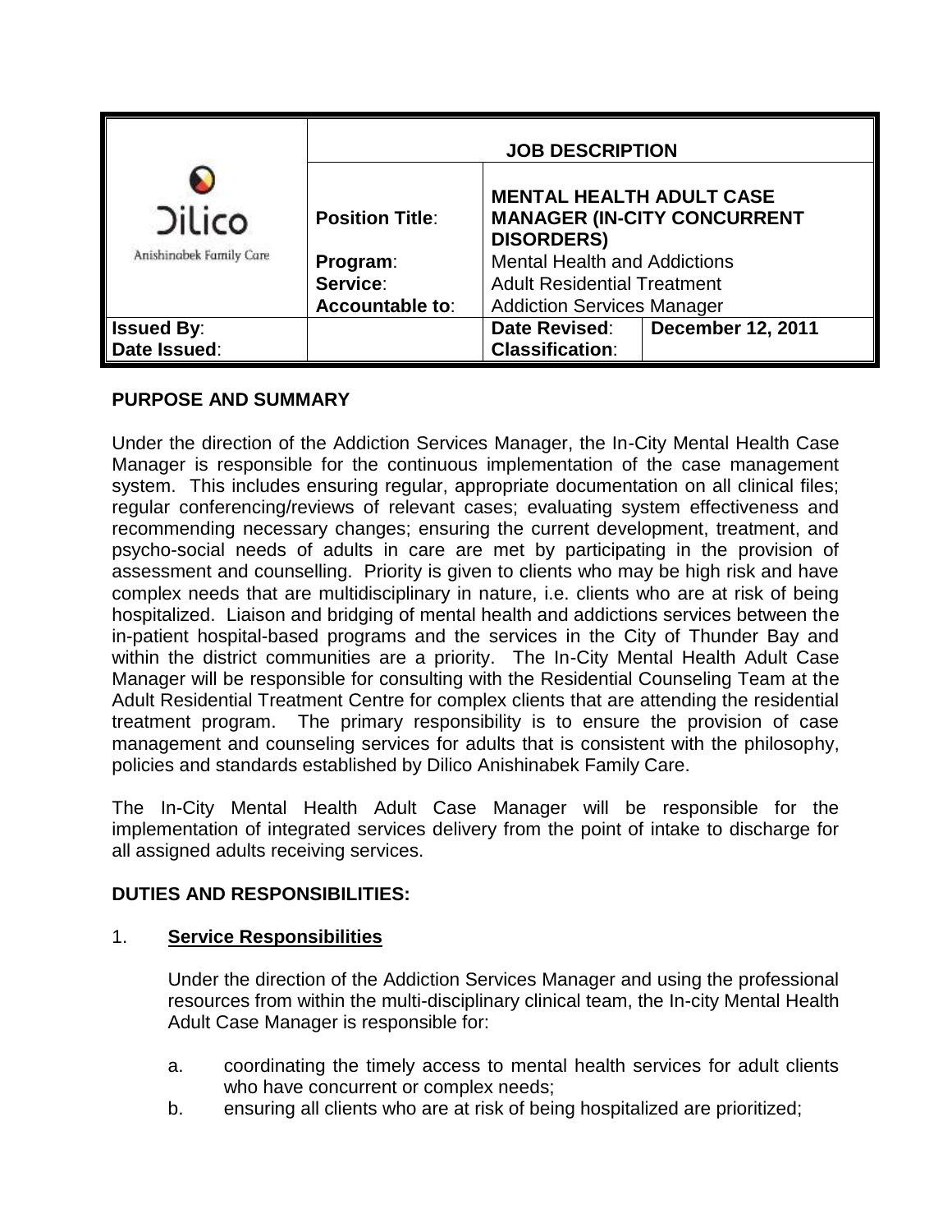| Dilico Anishinabek Family Care | JOB DESCRIPTION | | |
|---|---|---|---|
| | **Position Title**: | **MENTAL HEALTH ADULT CASE MANAGER (IN-CITY CONCURRENT DISORDERS)** | |
| | **Program**: | Mental Health and Addictions | |
| | **Service**: | Adult Residential Treatment | |
| | **Accountable to**: | Addiction Services Manager | |
| **Issued By**: | | **Date Revised**: | **December 12, 2011** |
| **Date Issued**: | | **Classification**: | |

## PURPOSE AND SUMMARY

Under the direction of the Addiction Services Manager, the In-City Mental Health Case Manager is responsible for the continuous implementation of the case management system. This includes ensuring regular, appropriate documentation on all clinical files; regular conferencing/reviews of relevant cases; evaluating system effectiveness and recommending necessary changes; ensuring the current development, treatment, and psycho-social needs of adults in care are met by participating in the provision of assessment and counselling. Priority is given to clients who may be high risk and have complex needs that are multidisciplinary in nature, i.e. clients who are at risk of being hospitalized. Liaison and bridging of mental health and addictions services between the in-patient hospital-based programs and the services in the City of Thunder Bay and within the district communities are a priority. The In-City Mental Health Adult Case Manager will be responsible for consulting with the Residential Counseling Team at the Adult Residential Treatment Centre for complex clients that are attending the residential treatment program. The primary responsibility is to ensure the provision of case management and counseling services for adults that is consistent with the philosophy, policies and standards established by Dilico Anishinabek Family Care.

The In-City Mental Health Adult Case Manager will be responsible for the implementation of integrated services delivery from the point of intake to discharge for all assigned adults receiving services.

## DUTIES AND RESPONSIBILITIES:

1. **Service Responsibilities**

   Under the direction of the Addiction Services Manager and using the professional resources from within the multi-disciplinary clinical team, the In-city Mental Health Adult Case Manager is responsible for:

   a. coordinating the timely access to mental health services for adult clients who have concurrent or complex needs;
   b. ensuring all clients who are at risk of being hospitalized are prioritized;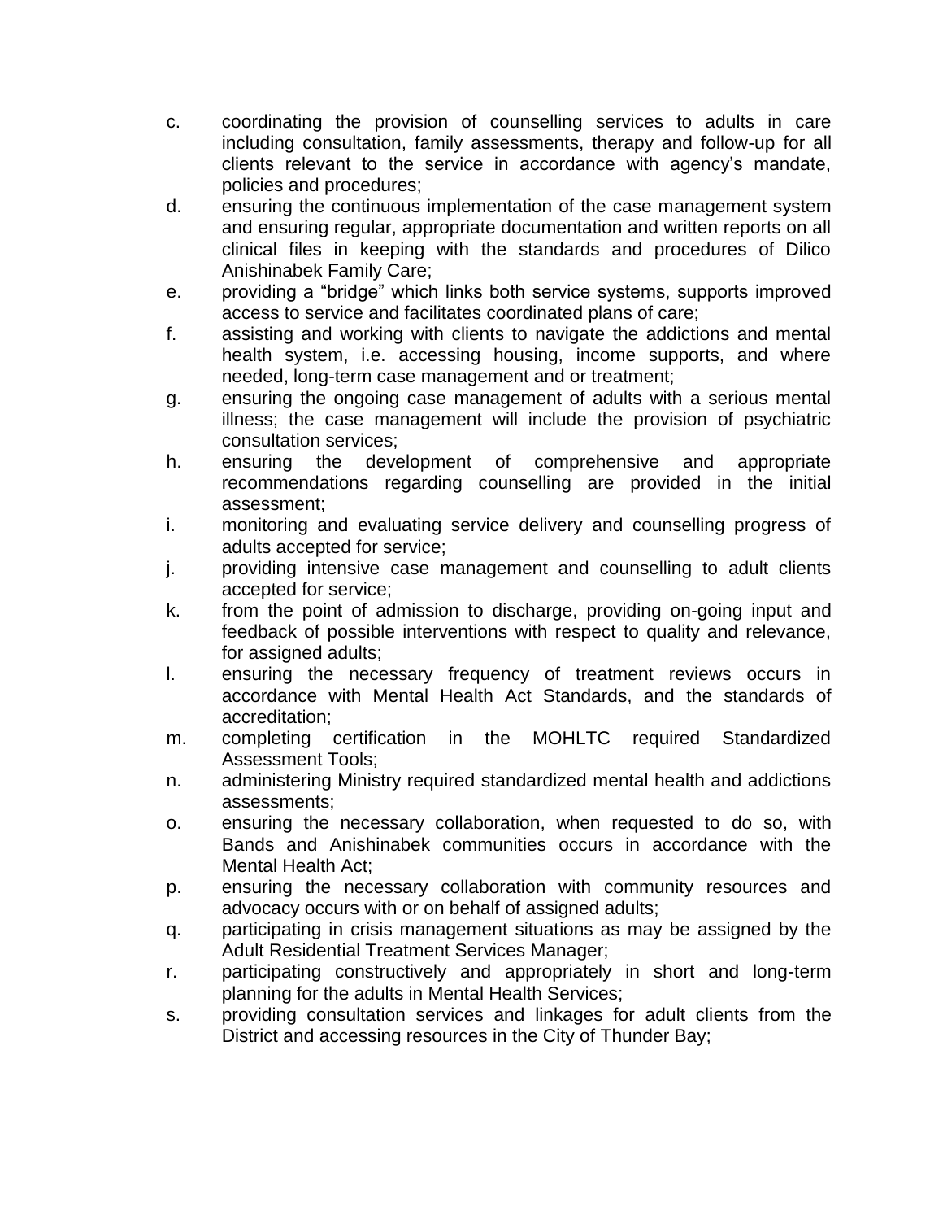c. coordinating the provision of counselling services to adults in care including consultation, family assessments, therapy and follow-up for all clients relevant to the service in accordance with agency's mandate, policies and procedures;

d. ensuring the continuous implementation of the case management system and ensuring regular, appropriate documentation and written reports on all clinical files in keeping with the standards and procedures of Dilico Anishinabek Family Care;

e. providing a "bridge" which links both service systems, supports improved access to service and facilitates coordinated plans of care;

f. assisting and working with clients to navigate the addictions and mental health system, i.e. accessing housing, income supports, and where needed, long-term case management and or treatment;

g. ensuring the ongoing case management of adults with a serious mental illness; the case management will include the provision of psychiatric consultation services;

h. ensuring the development of comprehensive and appropriate recommendations regarding counselling are provided in the initial assessment;

i. monitoring and evaluating service delivery and counselling progress of adults accepted for service;

j. providing intensive case management and counselling to adult clients accepted for service;

k. from the point of admission to discharge, providing on-going input and feedback of possible interventions with respect to quality and relevance, for assigned adults;

l. ensuring the necessary frequency of treatment reviews occurs in accordance with Mental Health Act Standards, and the standards of accreditation;

m. completing certification in the MOHLTC required Standardized Assessment Tools;

n. administering Ministry required standardized mental health and addictions assessments;

o. ensuring the necessary collaboration, when requested to do so, with Bands and Anishinabek communities occurs in accordance with the Mental Health Act;

p. ensuring the necessary collaboration with community resources and advocacy occurs with or on behalf of assigned adults;

q. participating in crisis management situations as may be assigned by the Adult Residential Treatment Services Manager;

r. participating constructively and appropriately in short and long-term planning for the adults in Mental Health Services;

s. providing consultation services and linkages for adult clients from the District and accessing resources in the City of Thunder Bay;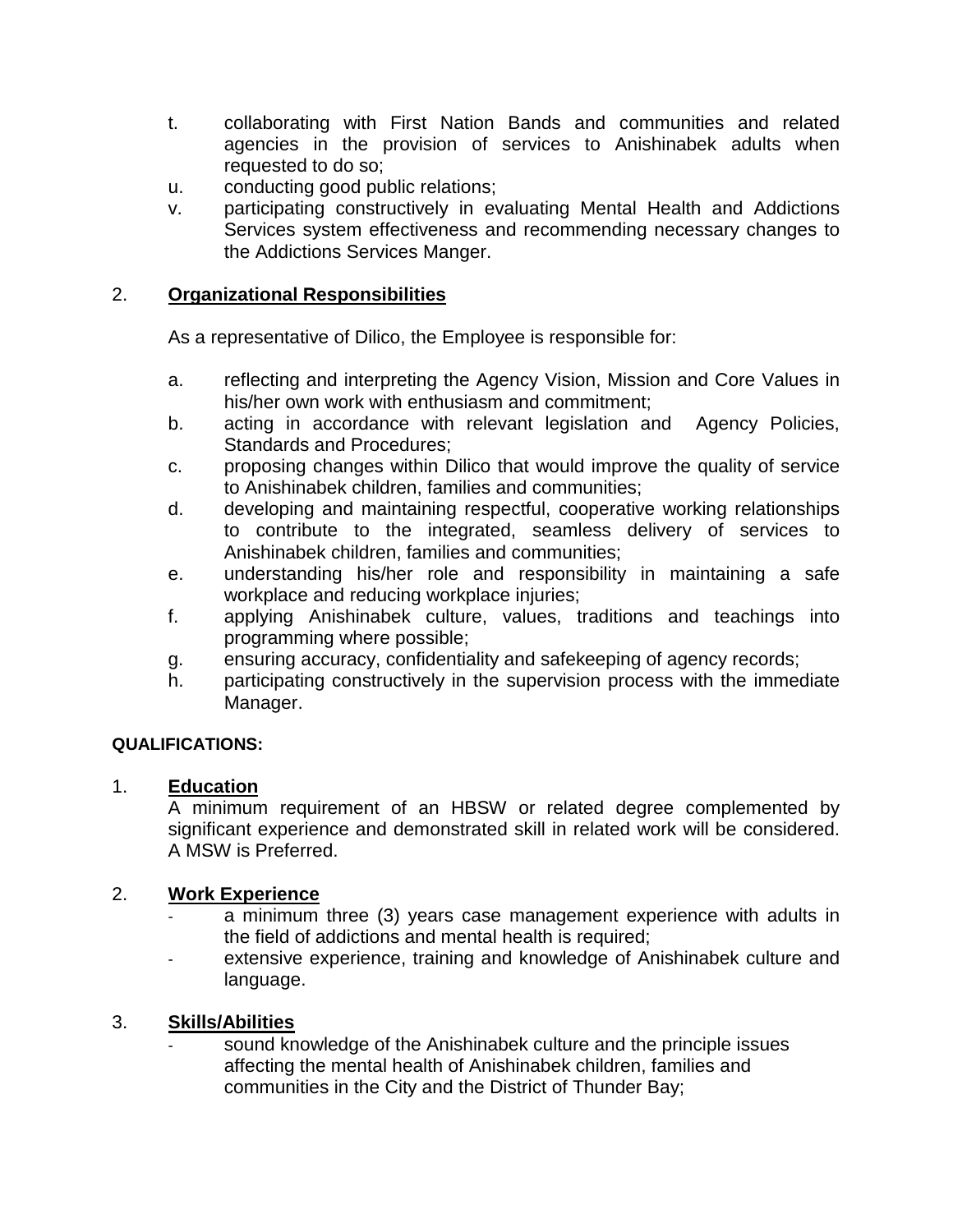t. collaborating with First Nation Bands and communities and related agencies in the provision of services to Anishinabek adults when requested to do so;
u. conducting good public relations;
v. participating constructively in evaluating Mental Health and Addictions Services system effectiveness and recommending necessary changes to the Addictions Services Manger.

2. **Organizational Responsibilities**

   As a representative of Dilico, the Employee is responsible for:

   a. reflecting and interpreting the Agency Vision, Mission and Core Values in his/her own work with enthusiasm and commitment;
   b. acting in accordance with relevant legislation and Agency Policies, Standards and Procedures;
   c. proposing changes within Dilico that would improve the quality of service to Anishinabek children, families and communities;
   d. developing and maintaining respectful, cooperative working relationships to contribute to the integrated, seamless delivery of services to Anishinabek children, families and communities;
   e. understanding his/her role and responsibility in maintaining a safe workplace and reducing workplace injuries;
   f. applying Anishinabek culture, values, traditions and teachings into programming where possible;
   g. ensuring accuracy, confidentiality and safekeeping of agency records;
   h. participating constructively in the supervision process with the immediate Manager.

**QUALIFICATIONS:**

1. **Education**
   A minimum requirement of an HBSW or related degree complemented by significant experience and demonstrated skill in related work will be considered. A MSW is Preferred.

2. **Work Experience**
   - a minimum three (3) years case management experience with adults in the field of addictions and mental health is required;
   - extensive experience, training and knowledge of Anishinabek culture and language.

3. **Skills/Abilities**
   - sound knowledge of the Anishinabek culture and the principle issues affecting the mental health of Anishinabek children, families and communities in the City and the District of Thunder Bay;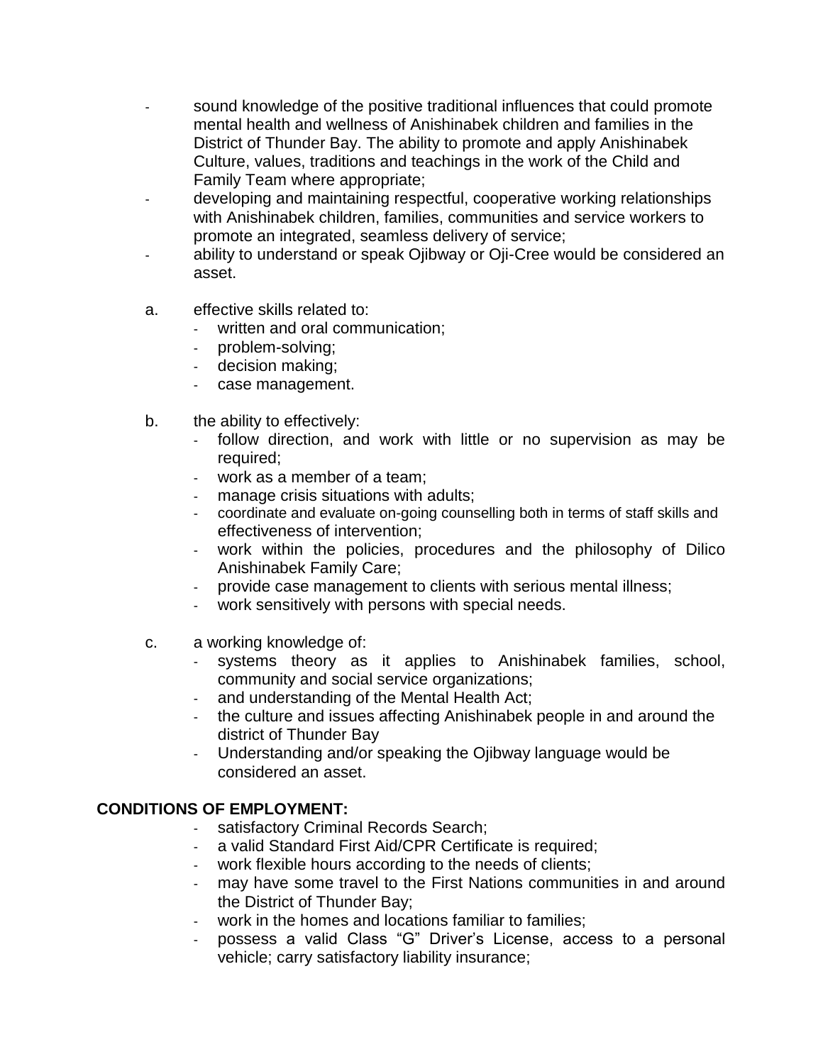- sound knowledge of the positive traditional influences that could promote mental health and wellness of Anishinabek children and families in the District of Thunder Bay. The ability to promote and apply Anishinabek Culture, values, traditions and teachings in the work of the Child and Family Team where appropriate;
- developing and maintaining respectful, cooperative working relationships with Anishinabek children, families, communities and service workers to promote an integrated, seamless delivery of service;
- ability to understand or speak Ojibway or Oji-Cree would be considered an asset.

a. effective skills related to:
   - written and oral communication;
   - problem-solving;
   - decision making;
   - case management.

b. the ability to effectively:
   - follow direction, and work with little or no supervision as may be required;
   - work as a member of a team;
   - manage crisis situations with adults;
   - coordinate and evaluate on-going counselling both in terms of staff skills and effectiveness of intervention;
   - work within the policies, procedures and the philosophy of Dilico Anishinabek Family Care;
   - provide case management to clients with serious mental illness;
   - work sensitively with persons with special needs.

c. a working knowledge of:
   - systems theory as it applies to Anishinabek families, school, community and social service organizations;
   - and understanding of the Mental Health Act;
   - the culture and issues affecting Anishinabek people in and around the district of Thunder Bay
   - Understanding and/or speaking the Ojibway language would be considered an asset.

**CONDITIONS OF EMPLOYMENT:**

- satisfactory Criminal Records Search;
- a valid Standard First Aid/CPR Certificate is required;
- work flexible hours according to the needs of clients;
- may have some travel to the First Nations communities in and around the District of Thunder Bay;
- work in the homes and locations familiar to families;
- possess a valid Class "G" Driver's License, access to a personal vehicle; carry satisfactory liability insurance;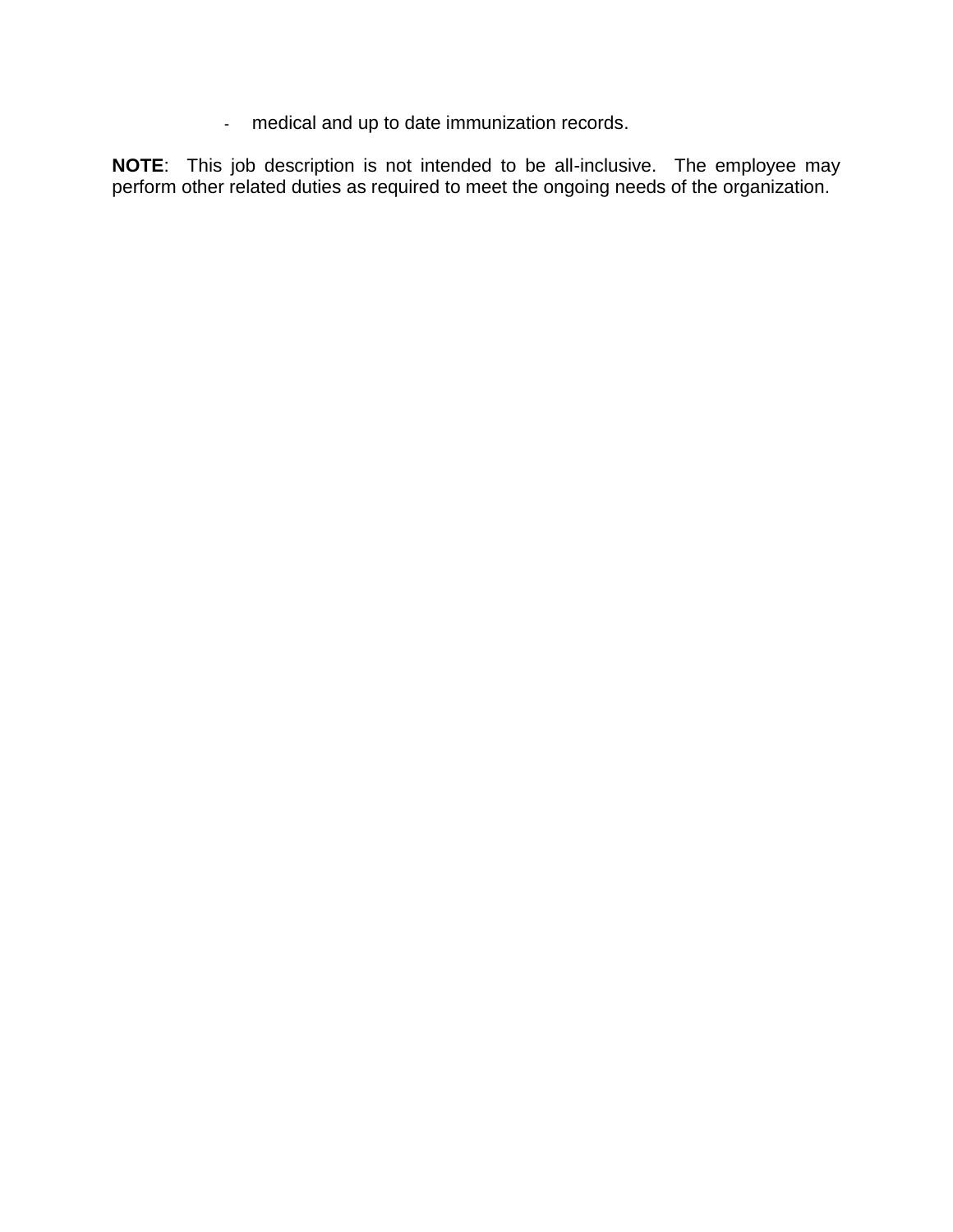- medical and up to date immunization records.

**NOTE**: This job description is not intended to be all-inclusive. The employee may perform other related duties as required to meet the ongoing needs of the organization.